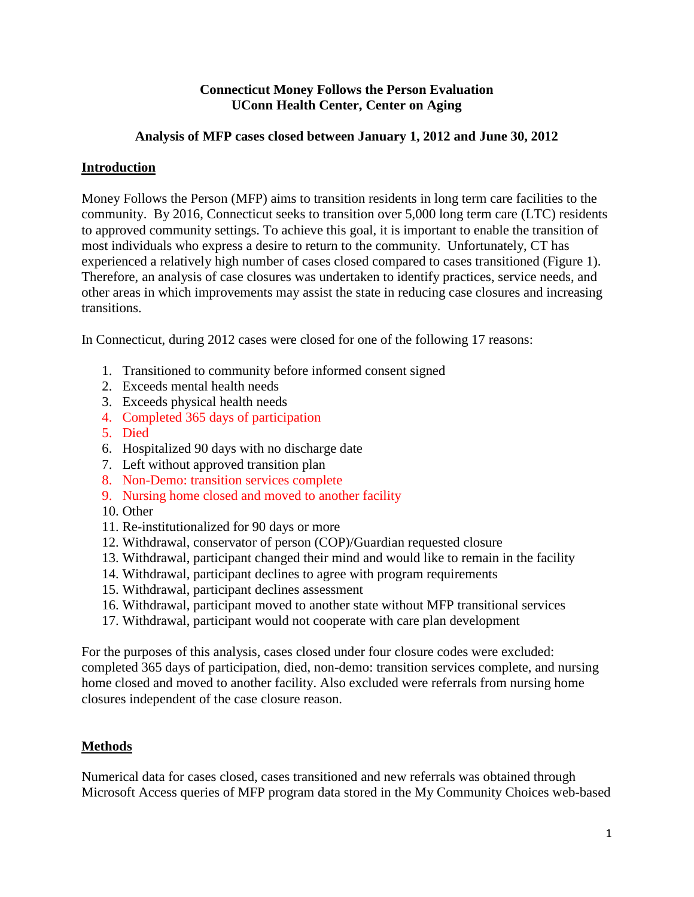# Connecticut Money Follows the Person Evaluation
# UConn Health Center, Center on Aging

## Analysis of MFP cases closed between January 1, 2012 and June 30, 2012

## Introduction

Money Follows the Person (MFP) aims to transition residents in long term care facilities to the community. By 2016, Connecticut seeks to transition over 5,000 long term care (LTC) residents to approved community settings. To achieve this goal, it is important to enable the transition of most individuals who express a desire to return to the community. Unfortunately, CT has experienced a relatively high number of cases closed compared to cases transitioned (Figure 1). Therefore, an analysis of case closures was undertaken to identify practices, service needs, and other areas in which improvements may assist the state in reducing case closures and increasing transitions.

In Connecticut, during 2012 cases were closed for one of the following 17 reasons:

1. Transitioned to community before informed consent signed
2. Exceeds mental health needs
3. Exceeds physical health needs
4. Completed 365 days of participation
5. Died
6. Hospitalized 90 days with no discharge date
7. Left without approved transition plan
8. Non-Demo: transition services complete
9. Nursing home closed and moved to another facility
10. Other
11. Re-institutionalized for 90 days or more
12. Withdrawal, conservator of person (COP)/Guardian requested closure
13. Withdrawal, participant changed their mind and would like to remain in the facility
14. Withdrawal, participant declines to agree with program requirements
15. Withdrawal, participant declines assessment
16. Withdrawal, participant moved to another state without MFP transitional services
17. Withdrawal, participant would not cooperate with care plan development

For the purposes of this analysis, cases closed under four closure codes were excluded: completed 365 days of participation, died, non-demo: transition services complete, and nursing home closed and moved to another facility. Also excluded were referrals from nursing home closures independent of the case closure reason.

## Methods

Numerical data for cases closed, cases transitioned and new referrals was obtained through Microsoft Access queries of MFP program data stored in the My Community Choices web-based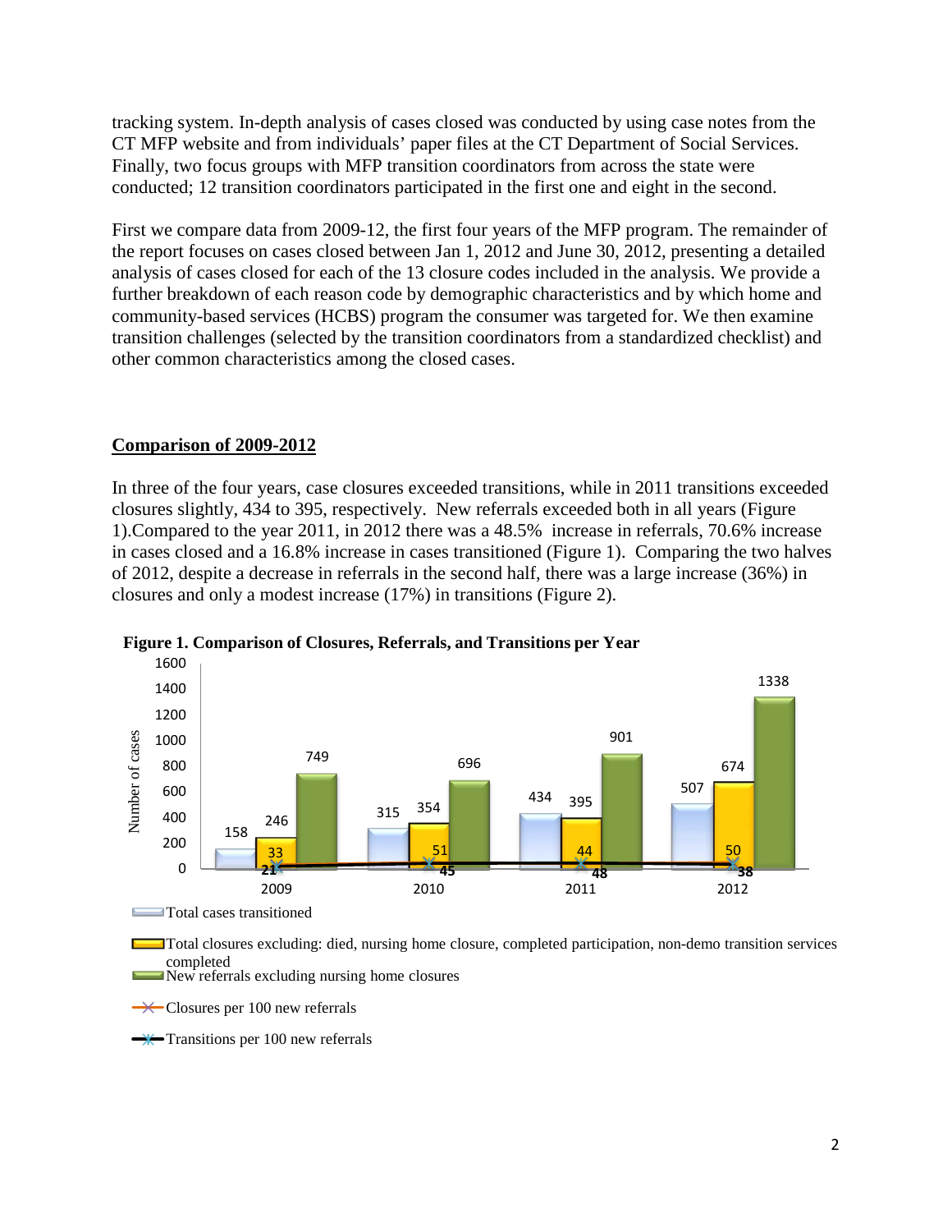tracking system. In-depth analysis of cases closed was conducted by using case notes from the CT MFP website and from individuals' paper files at the CT Department of Social Services. Finally, two focus groups with MFP transition coordinators from across the state were conducted; 12 transition coordinators participated in the first one and eight in the second.

First we compare data from 2009-12, the first four years of the MFP program. The remainder of the report focuses on cases closed between Jan 1, 2012 and June 30, 2012, presenting a detailed analysis of cases closed for each of the 13 closure codes included in the analysis. We provide a further breakdown of each reason code by demographic characteristics and by which home and community-based services (HCBS) program the consumer was targeted for. We then examine transition challenges (selected by the transition coordinators from a standardized checklist) and other common characteristics among the closed cases.

## Comparison of 2009-2012

In three of the four years, case closures exceeded transitions, while in 2011 transitions exceeded closures slightly, 434 to 395, respectively. New referrals exceeded both in all years (Figure 1).Compared to the year 2011, in 2012 there was a 48.5% increase in referrals, 70.6% increase in cases closed and a 16.8% increase in cases transitioned (Figure 1). Comparing the two halves of 2012, despite a decrease in referrals in the second half, there was a large increase (36%) in closures and only a modest increase (17%) in transitions (Figure 2).

**Figure 1. Comparison of Closures, Referrals, and Transitions per Year**

| Year | Total cases transitioned | Total closures excluding: died, nursing home closure, completed participation, non-demo transition services completed | New referrals excluding nursing home closures | Closures per 100 new referrals | Transitions per 100 new referrals |
|---|---|---|---|---|---|
| 2009 | 158 | 246 | 749 | 33 | 21 |
| 2010 | 315 | 354 | 696 | 51 | 45 |
| 2011 | 434 | 395 | 901 | 44 | 48 |
| 2012 | 507 | 674 | 1338 | 50 | 38 |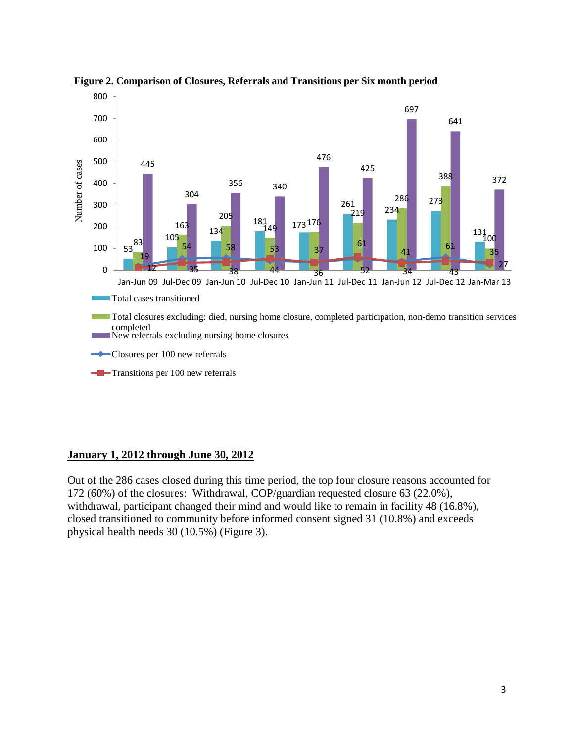**Figure 2. Comparison of Closures, Referrals and Transitions per Six month period**

| Period | Total cases transitioned | Total closures excluding: died, nursing home closure, completed participation, non-demo transition services completed | New referrals excluding nursing home closures | Closures per 100 new referrals | Transitions per 100 new referrals |
|---|---|---|---|---|---|
| Jan-Jun 09 | 53 | 83 | 445 | 19 | 12 |
| Jul-Dec 09 | 105 | 163 | 304 | 54 | 35 |
| Jan-Jun 10 | 134 | 205 | 356 | 58 | 38 |
| Jul-Dec 10 | 181 | 149 | 340 | 44 | 53 |
| Jan-Jun 11 | 173 | 176 | 476 | 37 | 36 |
| Jul-Dec 11 | 261 | 219 | 425 | 52 | 61 |
| Jan-Jun 12 | 234 | 286 | 697 | 41 | 34 |
| Jul-Dec 12 | 273 | 388 | 641 | 61 | 43 |
| Jan-Mar 13 | 131 | 100 | 372 | 27 | 35 |

## January 1, 2012 through June 30, 2012

Out of the 286 cases closed during this time period, the top four closure reasons accounted for 172 (60%) of the closures: Withdrawal, COP/guardian requested closure 63 (22.0%), withdrawal, participant changed their mind and would like to remain in facility 48 (16.8%), closed transitioned to community before informed consent signed 31 (10.8%) and exceeds physical health needs 30 (10.5%) (Figure 3).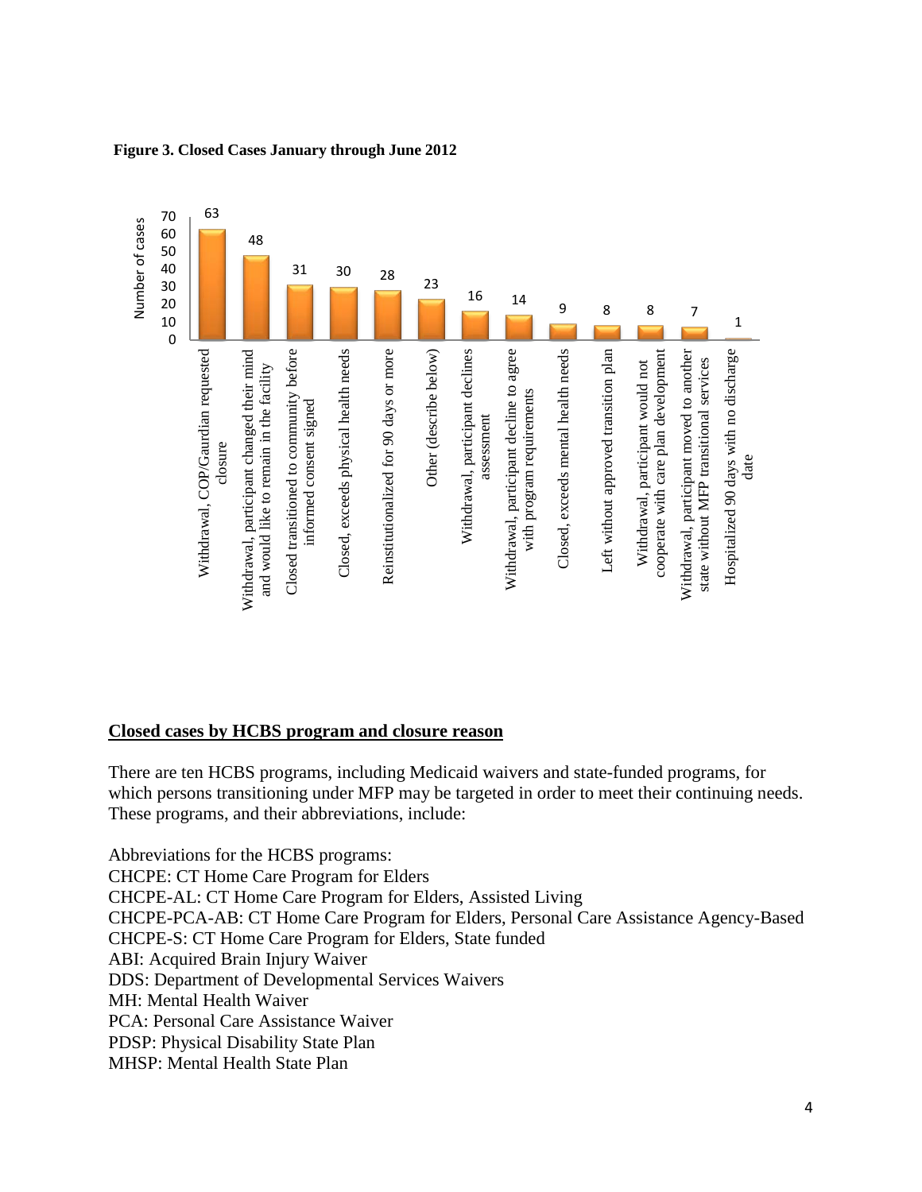**Figure 3. Closed Cases January through June 2012**

| Closure reason | Number of cases |
|---|---|
| Withdrawal, COP/Gaurdian requested closure | 63 |
| Withdrawal, participant changed their mind and would like to remain in the facility | 48 |
| Closed transitioned to community before informed consent signed | 31 |
| Closed, exceeds physical health needs | 30 |
| Reinstitutionalized for 90 days or more | 28 |
| Other (describe below) | 23 |
| Withdrawal, participant declines assessment | 16 |
| Withdrawal, participant decline to agree with program requirements | 14 |
| Closed, exceeds mental health needs | 9 |
| Left without approved transition plan | 8 |
| Withdrawal, participant would not cooperate with care plan development | 8 |
| Withdrawal, participant moved to another state without MFP transitional services | 7 |
| Hospitalized 90 days with no discharge date | 1 |

## Closed cases by HCBS program and closure reason

There are ten HCBS programs, including Medicaid waivers and state-funded programs, for which persons transitioning under MFP may be targeted in order to meet their continuing needs. These programs, and their abbreviations, include:

Abbreviations for the HCBS programs:
CHCPE: CT Home Care Program for Elders
CHCPE-AL: CT Home Care Program for Elders, Assisted Living
CHCPE-PCA-AB: CT Home Care Program for Elders, Personal Care Assistance Agency-Based
CHCPE-S: CT Home Care Program for Elders, State funded
ABI: Acquired Brain Injury Waiver
DDS: Department of Developmental Services Waivers
MH: Mental Health Waiver
PCA: Personal Care Assistance Waiver
PDSP: Physical Disability State Plan
MHSP: Mental Health State Plan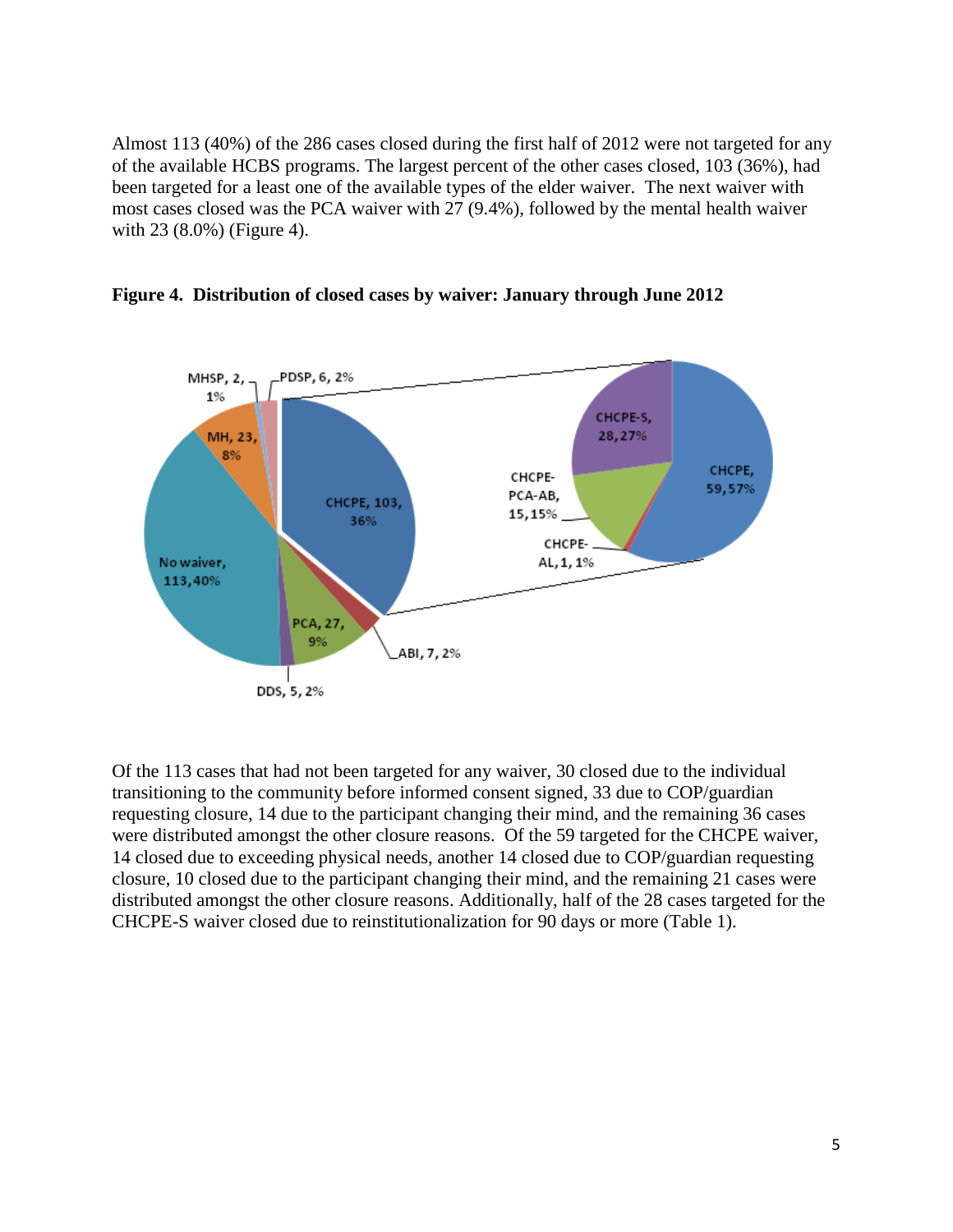Almost 113 (40%) of the 286 cases closed during the first half of 2012 were not targeted for any of the available HCBS programs. The largest percent of the other cases closed, 103 (36%), had been targeted for a least one of the available types of the elder waiver. The next waiver with most cases closed was the PCA waiver with 27 (9.4%), followed by the mental health waiver with 23 (8.0%) (Figure 4).

**Figure 4. Distribution of closed cases by waiver: January through June 2012**

Of the 113 cases that had not been targeted for any waiver, 30 closed due to the individual transitioning to the community before informed consent signed, 33 due to COP/guardian requesting closure, 14 due to the participant changing their mind, and the remaining 36 cases were distributed amongst the other closure reasons. Of the 59 targeted for the CHCPE waiver, 14 closed due to exceeding physical needs, another 14 closed due to COP/guardian requesting closure, 10 closed due to the participant changing their mind, and the remaining 21 cases were distributed amongst the other closure reasons. Additionally, half of the 28 cases targeted for the CHCPE-S waiver closed due to reinstitutionalization for 90 days or more (Table 1).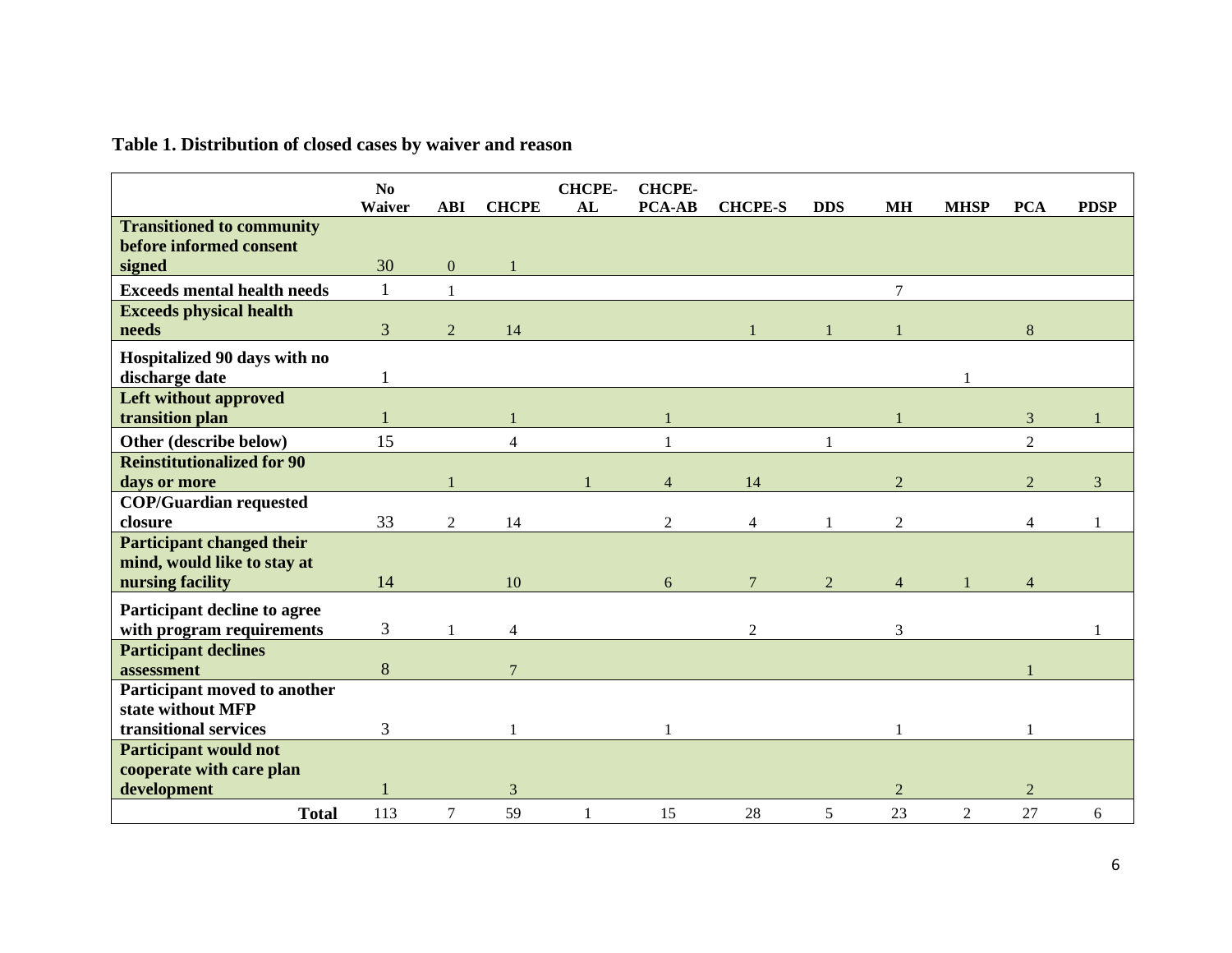**Table 1. Distribution of closed cases by waiver and reason**

| | No Waiver | ABI | CHCPE | CHCPE-AL | CHCPE-PCA-AB | CHCPE-S | DDS | MH | MHSP | PCA | PDSP |
|---|---|---|---|---|---|---|---|---|---|---|---|
| **Transitioned to community before informed consent signed** | 30 | 0 | 1 | | | | | | | | |
| **Exceeds mental health needs** | 1 | 1 | | | | | | 7 | | | |
| **Exceeds physical health needs** | 3 | 2 | 14 | | | 1 | 1 | 1 | | 8 | |
| **Hospitalized 90 days with no discharge date** | 1 | | | | | | | | 1 | | |
| **Left without approved transition plan** | 1 | | 1 | | 1 | | | 1 | | 3 | 1 |
| **Other (describe below)** | 15 | | 4 | | 1 | | 1 | | | 2 | |
| **Reinstitutionalized for 90 days or more** | | 1 | | 1 | 4 | 14 | | 2 | | 2 | 3 |
| **COP/Guardian requested closure** | 33 | 2 | 14 | | 2 | 4 | 1 | 2 | | 4 | 1 |
| **Participant changed their mind, would like to stay at nursing facility** | 14 | | 10 | | 6 | 7 | 2 | 4 | 1 | 4 | |
| **Participant decline to agree with program requirements** | 3 | 1 | 4 | | | 2 | | 3 | | | 1 |
| **Participant declines assessment** | 8 | | 7 | | | | | | | 1 | |
| **Participant moved to another state without MFP transitional services** | 3 | | 1 | | 1 | | | 1 | | 1 | |
| **Participant would not cooperate with care plan development** | 1 | | 3 | | | | | 2 | | 2 | |
| **Total** | 113 | 7 | 59 | 1 | 15 | 28 | 5 | 23 | 2 | 27 | 6 |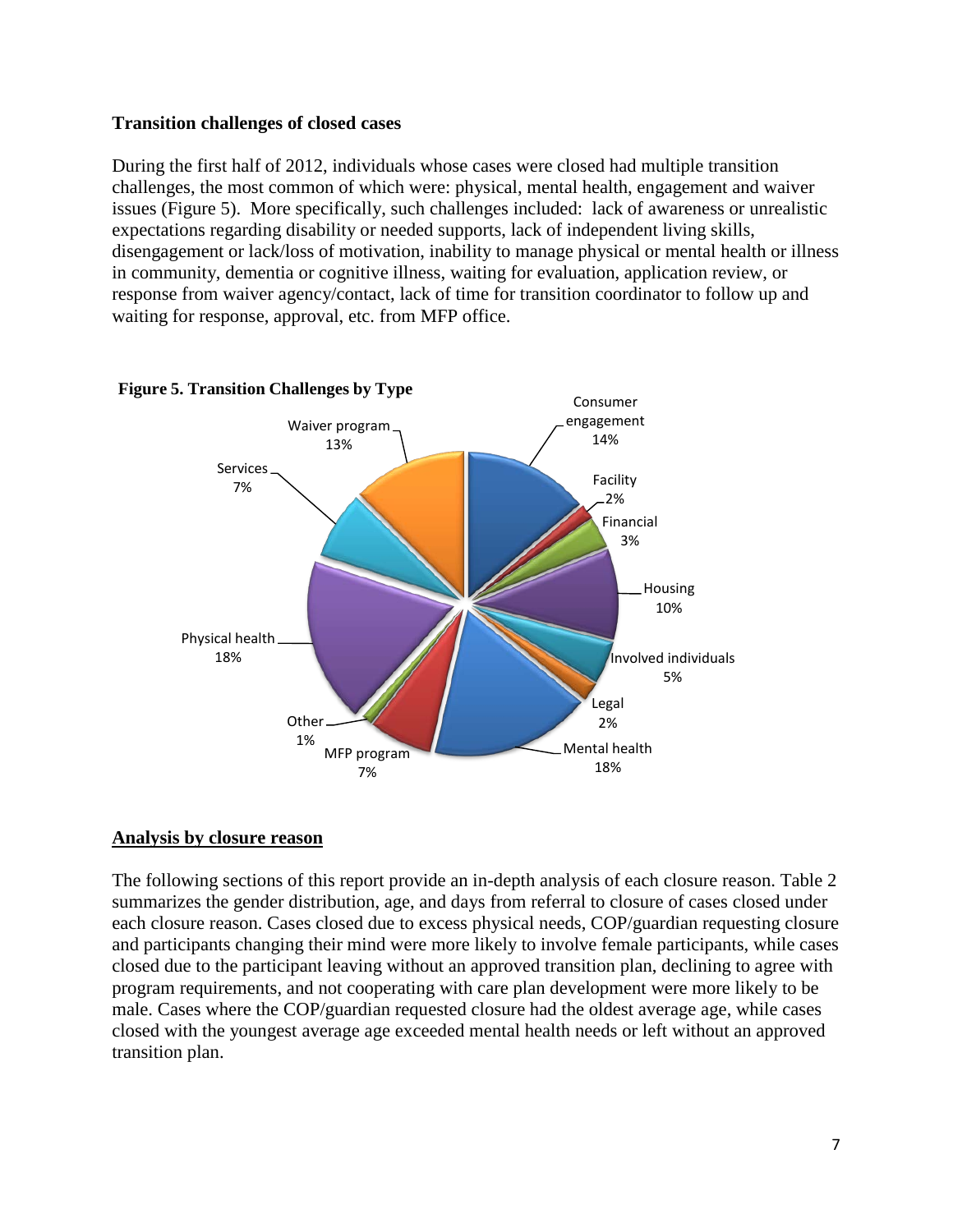**Transition challenges of closed cases**

During the first half of 2012, individuals whose cases were closed had multiple transition challenges, the most common of which were: physical, mental health, engagement and waiver issues (Figure 5). More specifically, such challenges included: lack of awareness or unrealistic expectations regarding disability or needed supports, lack of independent living skills, disengagement or lack/loss of motivation, inability to manage physical or mental health or illness in community, dementia or cognitive illness, waiting for evaluation, application review, or response from waiver agency/contact, lack of time for transition coordinator to follow up and waiting for response, approval, etc. from MFP office.

**Figure 5. Transition Challenges by Type**

| Type | Percent |
| --- | --- |
| Consumer engagement | 14% |
| Facility | 2% |
| Financial | 3% |
| Housing | 10% |
| Involved individuals | 5% |
| Legal | 2% |
| Mental health | 18% |
| MFP program | 7% |
| Other | 1% |
| Physical health | 18% |
| Services | 7% |
| Waiver program | 13% |

## Analysis by closure reason

The following sections of this report provide an in-depth analysis of each closure reason. Table 2 summarizes the gender distribution, age, and days from referral to closure of cases closed under each closure reason. Cases closed due to excess physical needs, COP/guardian requesting closure and participants changing their mind were more likely to involve female participants, while cases closed due to the participant leaving without an approved transition plan, declining to agree with program requirements, and not cooperating with care plan development were more likely to be male. Cases where the COP/guardian requested closure had the oldest average age, while cases closed with the youngest average age exceeded mental health needs or left without an approved transition plan.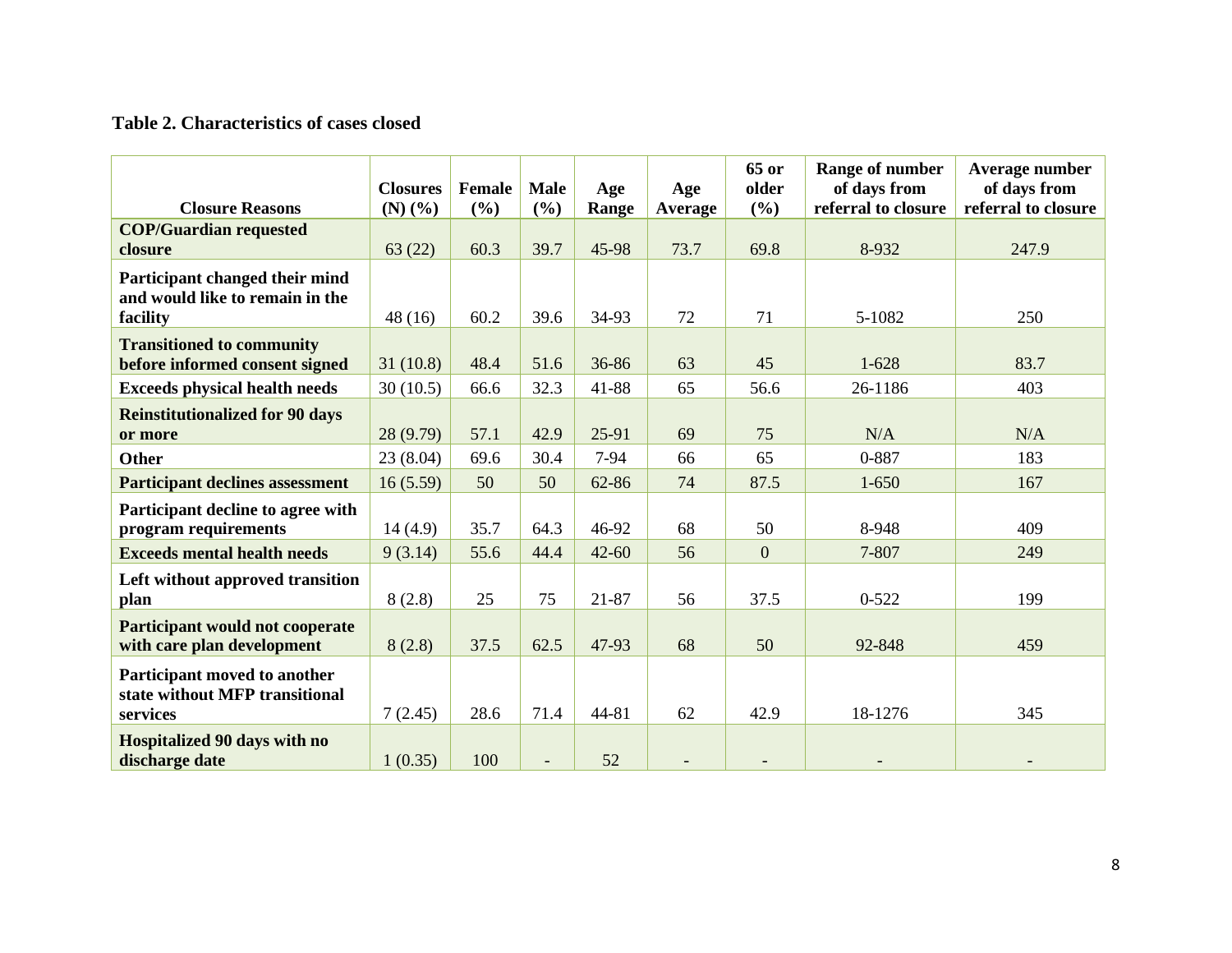**Table 2. Characteristics of cases closed**

| Closure Reasons | Closures (N) (%) | Female (%) | Male (%) | Age Range | Age Average | 65 or older (%) | Range of number of days from referral to closure | Average number of days from referral to closure |
|---|---|---|---|---|---|---|---|---|
| **COP/Guardian requested closure** | 63 (22) | 60.3 | 39.7 | 45-98 | 73.7 | 69.8 | 8-932 | 247.9 |
| **Participant changed their mind and would like to remain in the facility** | 48 (16) | 60.2 | 39.6 | 34-93 | 72 | 71 | 5-1082 | 250 |
| **Transitioned to community before informed consent signed** | 31 (10.8) | 48.4 | 51.6 | 36-86 | 63 | 45 | 1-628 | 83.7 |
| **Exceeds physical health needs** | 30 (10.5) | 66.6 | 32.3 | 41-88 | 65 | 56.6 | 26-1186 | 403 |
| **Reinstitutionalized for 90 days or more** | 28 (9.79) | 57.1 | 42.9 | 25-91 | 69 | 75 | N/A | N/A |
| **Other** | 23 (8.04) | 69.6 | 30.4 | 7-94 | 66 | 65 | 0-887 | 183 |
| **Participant declines assessment** | 16 (5.59) | 50 | 50 | 62-86 | 74 | 87.5 | 1-650 | 167 |
| **Participant decline to agree with program requirements** | 14 (4.9) | 35.7 | 64.3 | 46-92 | 68 | 50 | 8-948 | 409 |
| **Exceeds mental health needs** | 9 (3.14) | 55.6 | 44.4 | 42-60 | 56 | 0 | 7-807 | 249 |
| **Left without approved transition plan** | 8 (2.8) | 25 | 75 | 21-87 | 56 | 37.5 | 0-522 | 199 |
| **Participant would not cooperate with care plan development** | 8 (2.8) | 37.5 | 62.5 | 47-93 | 68 | 50 | 92-848 | 459 |
| **Participant moved to another state without MFP transitional services** | 7 (2.45) | 28.6 | 71.4 | 44-81 | 62 | 42.9 | 18-1276 | 345 |
| **Hospitalized 90 days with no discharge date** | 1 (0.35) | 100 | - | 52 | - | - | - | - |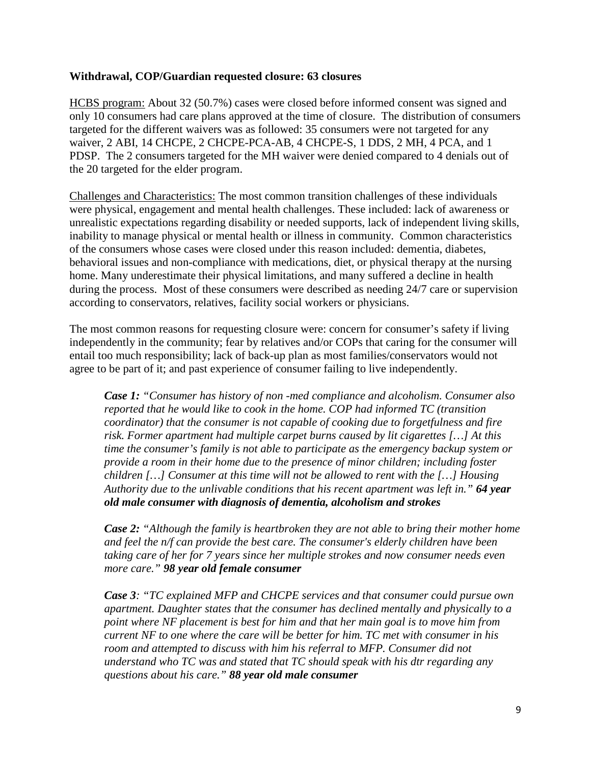**Withdrawal, COP/Guardian requested closure: 63 closures**

HCBS program: About 32 (50.7%) cases were closed before informed consent was signed and only 10 consumers had care plans approved at the time of closure. The distribution of consumers targeted for the different waivers was as followed: 35 consumers were not targeted for any waiver, 2 ABI, 14 CHCPE, 2 CHCPE-PCA-AB, 4 CHCPE-S, 1 DDS, 2 MH, 4 PCA, and 1 PDSP. The 2 consumers targeted for the MH waiver were denied compared to 4 denials out of the 20 targeted for the elder program.

Challenges and Characteristics: The most common transition challenges of these individuals were physical, engagement and mental health challenges. These included: lack of awareness or unrealistic expectations regarding disability or needed supports, lack of independent living skills, inability to manage physical or mental health or illness in community. Common characteristics of the consumers whose cases were closed under this reason included: dementia, diabetes, behavioral issues and non-compliance with medications, diet, or physical therapy at the nursing home. Many underestimate their physical limitations, and many suffered a decline in health during the process. Most of these consumers were described as needing 24/7 care or supervision according to conservators, relatives, facility social workers or physicians.

The most common reasons for requesting closure were: concern for consumer's safety if living independently in the community; fear by relatives and/or COPs that caring for the consumer will entail too much responsibility; lack of back-up plan as most families/conservators would not agree to be part of it; and past experience of consumer failing to live independently.

> ***Case 1:*** *"Consumer has history of non -med compliance and alcoholism. Consumer also reported that he would like to cook in the home. COP had informed TC (transition coordinator) that the consumer is not capable of cooking due to forgetfulness and fire risk. Former apartment had multiple carpet burns caused by lit cigarettes […] At this time the consumer's family is not able to participate as the emergency backup system or provide a room in their home due to the presence of minor children; including foster children […] Consumer at this time will not be allowed to rent with the […] Housing Authority due to the unlivable conditions that his recent apartment was left in."* ***64 year old male consumer with diagnosis of dementia, alcoholism and strokes***
>
> ***Case 2:*** *"Although the family is heartbroken they are not able to bring their mother home and feel the n/f can provide the best care. The consumer's elderly children have been taking care of her for 7 years since her multiple strokes and now consumer needs even more care."* ***98 year old female consumer***
>
> ***Case 3****: "TC explained MFP and CHCPE services and that consumer could pursue own apartment. Daughter states that the consumer has declined mentally and physically to a point where NF placement is best for him and that her main goal is to move him from current NF to one where the care will be better for him. TC met with consumer in his room and attempted to discuss with him his referral to MFP. Consumer did not understand who TC was and stated that TC should speak with his dtr regarding any questions about his care."* ***88 year old male consumer***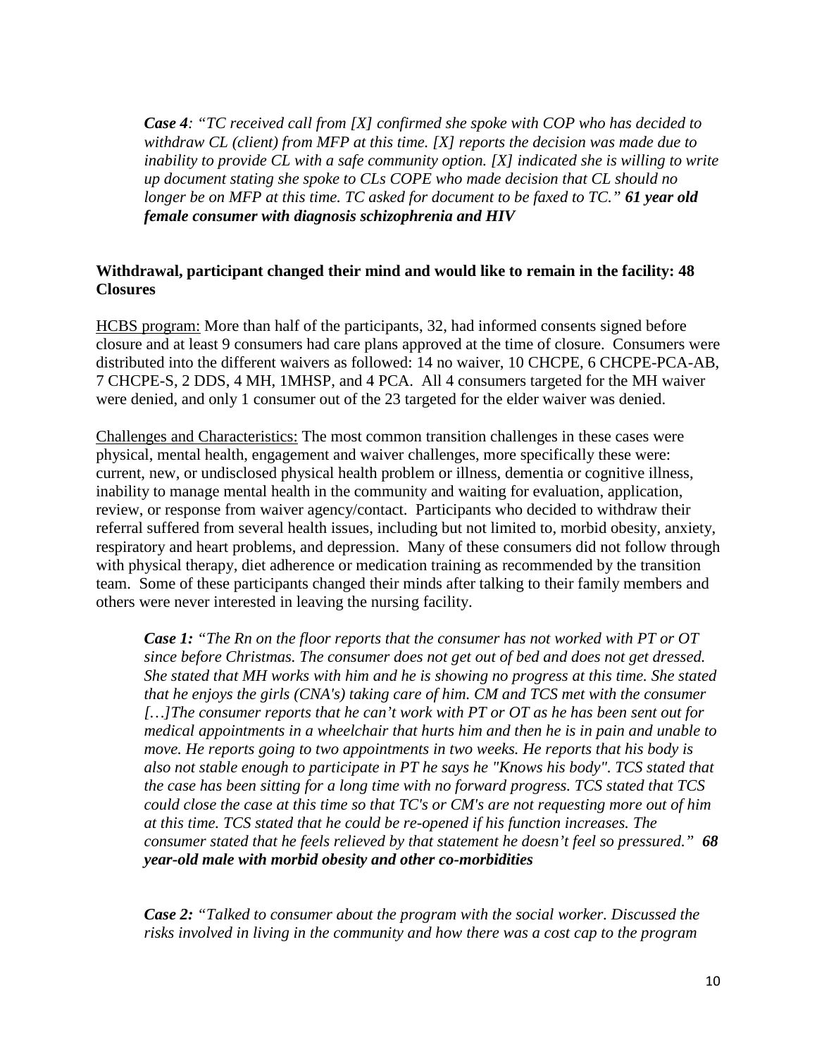*Case 4: "TC received call from [X] confirmed she spoke with COP who has decided to withdraw CL (client) from MFP at this time. [X] reports the decision was made due to inability to provide CL with a safe community option. [X] indicated she is willing to write up document stating she spoke to CLs COPE who made decision that CL should no longer be on MFP at this time. TC asked for document to be faxed to TC."* ***61 year old female consumer with diagnosis schizophrenia and HIV***

**Withdrawal, participant changed their mind and would like to remain in the facility: 48 Closures**

HCBS program: More than half of the participants, 32, had informed consents signed before closure and at least 9 consumers had care plans approved at the time of closure. Consumers were distributed into the different waivers as followed: 14 no waiver, 10 CHCPE, 6 CHCPE-PCA-AB, 7 CHCPE-S, 2 DDS, 4 MH, 1MHSP, and 4 PCA. All 4 consumers targeted for the MH waiver were denied, and only 1 consumer out of the 23 targeted for the elder waiver was denied.

Challenges and Characteristics: The most common transition challenges in these cases were physical, mental health, engagement and waiver challenges, more specifically these were: current, new, or undisclosed physical health problem or illness, dementia or cognitive illness, inability to manage mental health in the community and waiting for evaluation, application, review, or response from waiver agency/contact. Participants who decided to withdraw their referral suffered from several health issues, including but not limited to, morbid obesity, anxiety, respiratory and heart problems, and depression. Many of these consumers did not follow through with physical therapy, diet adherence or medication training as recommended by the transition team. Some of these participants changed their minds after talking to their family members and others were never interested in leaving the nursing facility.

*Case 1: "The Rn on the floor reports that the consumer has not worked with PT or OT since before Christmas. The consumer does not get out of bed and does not get dressed. She stated that MH works with him and he is showing no progress at this time. She stated that he enjoys the girls (CNA's) taking care of him. CM and TCS met with the consumer […]The consumer reports that he can't work with PT or OT as he has been sent out for medical appointments in a wheelchair that hurts him and then he is in pain and unable to move. He reports going to two appointments in two weeks. He reports that his body is also not stable enough to participate in PT he says he "Knows his body". TCS stated that the case has been sitting for a long time with no forward progress. TCS stated that TCS could close the case at this time so that TC's or CM's are not requesting more out of him at this time. TCS stated that he could be re-opened if his function increases. The consumer stated that he feels relieved by that statement he doesn't feel so pressured."* ***68 year-old male with morbid obesity and other co-morbidities***

*Case 2: "Talked to consumer about the program with the social worker. Discussed the risks involved in living in the community and how there was a cost cap to the program*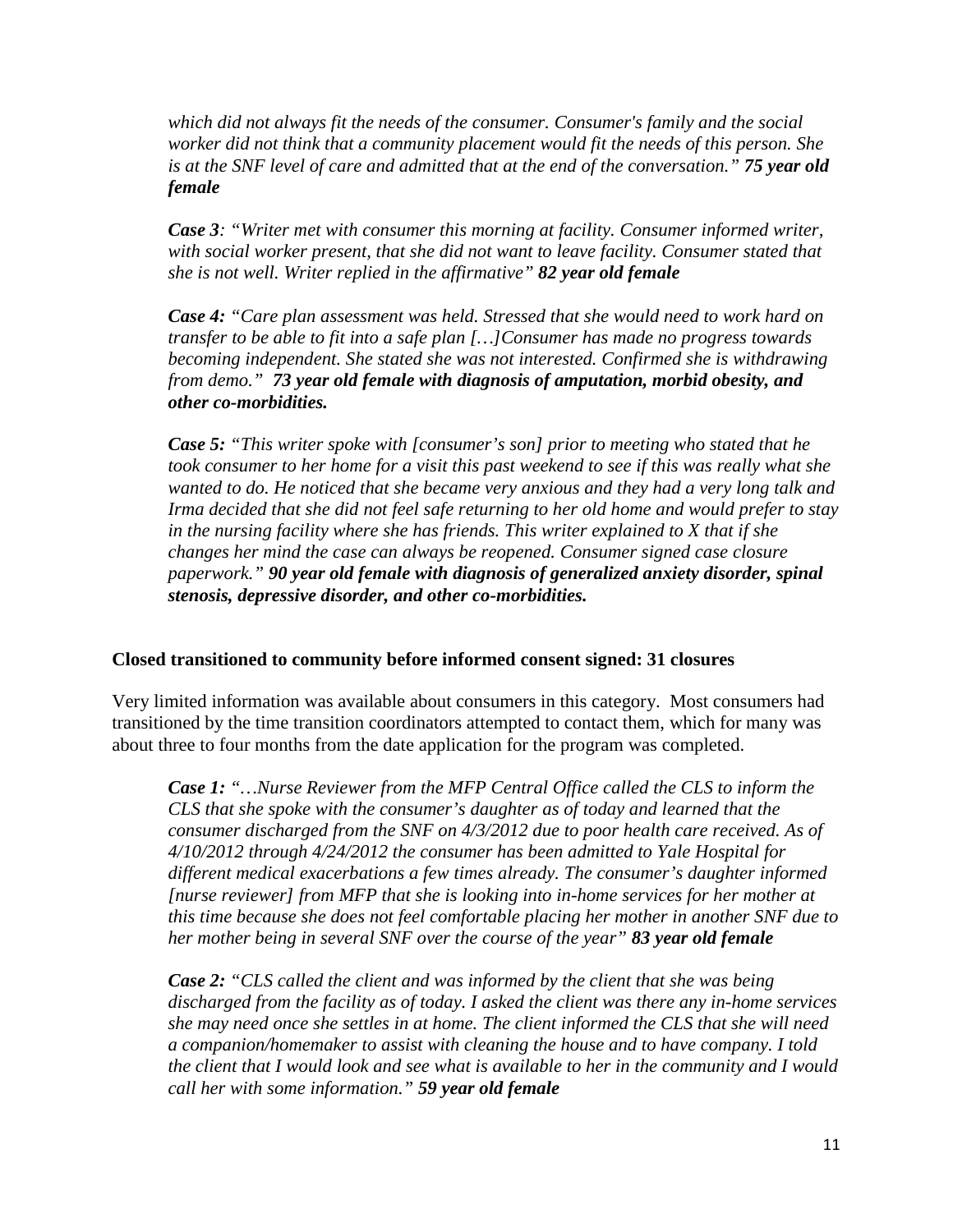*which did not always fit the needs of the consumer. Consumer's family and the social worker did not think that a community placement would fit the needs of this person. She is at the SNF level of care and admitted that at the end of the conversation."* ***75 year old female***

***Case 3****: "Writer met with consumer this morning at facility. Consumer informed writer, with social worker present, that she did not want to leave facility. Consumer stated that she is not well. Writer replied in the affirmative"* ***82 year old female***

***Case 4:*** *"Care plan assessment was held. Stressed that she would need to work hard on transfer to be able to fit into a safe plan […]Consumer has made no progress towards becoming independent. She stated she was not interested. Confirmed she is withdrawing from demo."* ***73 year old female with diagnosis of amputation, morbid obesity, and other co-morbidities.***

***Case 5:*** *"This writer spoke with [consumer's son] prior to meeting who stated that he took consumer to her home for a visit this past weekend to see if this was really what she wanted to do. He noticed that she became very anxious and they had a very long talk and Irma decided that she did not feel safe returning to her old home and would prefer to stay in the nursing facility where she has friends. This writer explained to X that if she changes her mind the case can always be reopened. Consumer signed case closure paperwork."* ***90 year old female with diagnosis of generalized anxiety disorder, spinal stenosis, depressive disorder, and other co-morbidities.***

**Closed transitioned to community before informed consent signed: 31 closures**

Very limited information was available about consumers in this category. Most consumers had transitioned by the time transition coordinators attempted to contact them, which for many was about three to four months from the date application for the program was completed.

***Case 1:*** *"…Nurse Reviewer from the MFP Central Office called the CLS to inform the CLS that she spoke with the consumer's daughter as of today and learned that the consumer discharged from the SNF on 4/3/2012 due to poor health care received. As of 4/10/2012 through 4/24/2012 the consumer has been admitted to Yale Hospital for different medical exacerbations a few times already. The consumer's daughter informed [nurse reviewer] from MFP that she is looking into in-home services for her mother at this time because she does not feel comfortable placing her mother in another SNF due to her mother being in several SNF over the course of the year"* ***83 year old female***

***Case 2:*** *"CLS called the client and was informed by the client that she was being discharged from the facility as of today. I asked the client was there any in-home services she may need once she settles in at home. The client informed the CLS that she will need a companion/homemaker to assist with cleaning the house and to have company. I told the client that I would look and see what is available to her in the community and I would call her with some information."* ***59 year old female***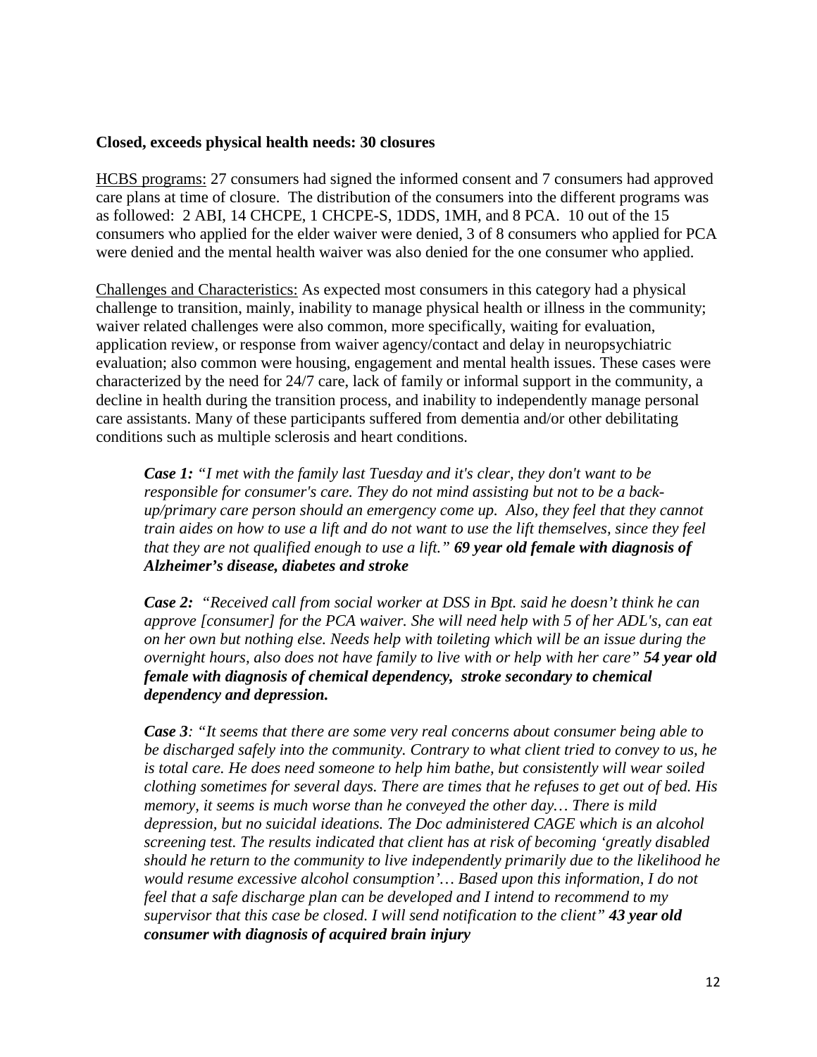**Closed, exceeds physical health needs: 30 closures**

HCBS programs: 27 consumers had signed the informed consent and 7 consumers had approved care plans at time of closure. The distribution of the consumers into the different programs was as followed: 2 ABI, 14 CHCPE, 1 CHCPE-S, 1DDS, 1MH, and 8 PCA. 10 out of the 15 consumers who applied for the elder waiver were denied, 3 of 8 consumers who applied for PCA were denied and the mental health waiver was also denied for the one consumer who applied.

Challenges and Characteristics: As expected most consumers in this category had a physical challenge to transition, mainly, inability to manage physical health or illness in the community; waiver related challenges were also common, more specifically, waiting for evaluation, application review, or response from waiver agency/contact and delay in neuropsychiatric evaluation; also common were housing, engagement and mental health issues. These cases were characterized by the need for 24/7 care, lack of family or informal support in the community, a decline in health during the transition process, and inability to independently manage personal care assistants. Many of these participants suffered from dementia and/or other debilitating conditions such as multiple sclerosis and heart conditions.

> ***Case 1:*** *"I met with the family last Tuesday and it's clear, they don't want to be responsible for consumer's care. They do not mind assisting but not to be a back-up/primary care person should an emergency come up. Also, they feel that they cannot train aides on how to use a lift and do not want to use the lift themselves, since they feel that they are not qualified enough to use a lift."* ***69 year old female with diagnosis of Alzheimer's disease, diabetes and stroke***
>
> ***Case 2:*** *"Received call from social worker at DSS in Bpt. said he doesn't think he can approve [consumer] for the PCA waiver. She will need help with 5 of her ADL's, can eat on her own but nothing else. Needs help with toileting which will be an issue during the overnight hours, also does not have family to live with or help with her care"* ***54 year old female with diagnosis of chemical dependency, stroke secondary to chemical dependency and depression.***
>
> ***Case 3****: "It seems that there are some very real concerns about consumer being able to be discharged safely into the community. Contrary to what client tried to convey to us, he is total care. He does need someone to help him bathe, but consistently will wear soiled clothing sometimes for several days. There are times that he refuses to get out of bed. His memory, it seems is much worse than he conveyed the other day… There is mild depression, but no suicidal ideations. The Doc administered CAGE which is an alcohol screening test. The results indicated that client has at risk of becoming 'greatly disabled should he return to the community to live independently primarily due to the likelihood he would resume excessive alcohol consumption'… Based upon this information, I do not feel that a safe discharge plan can be developed and I intend to recommend to my supervisor that this case be closed. I will send notification to the client"* ***43 year old consumer with diagnosis of acquired brain injury***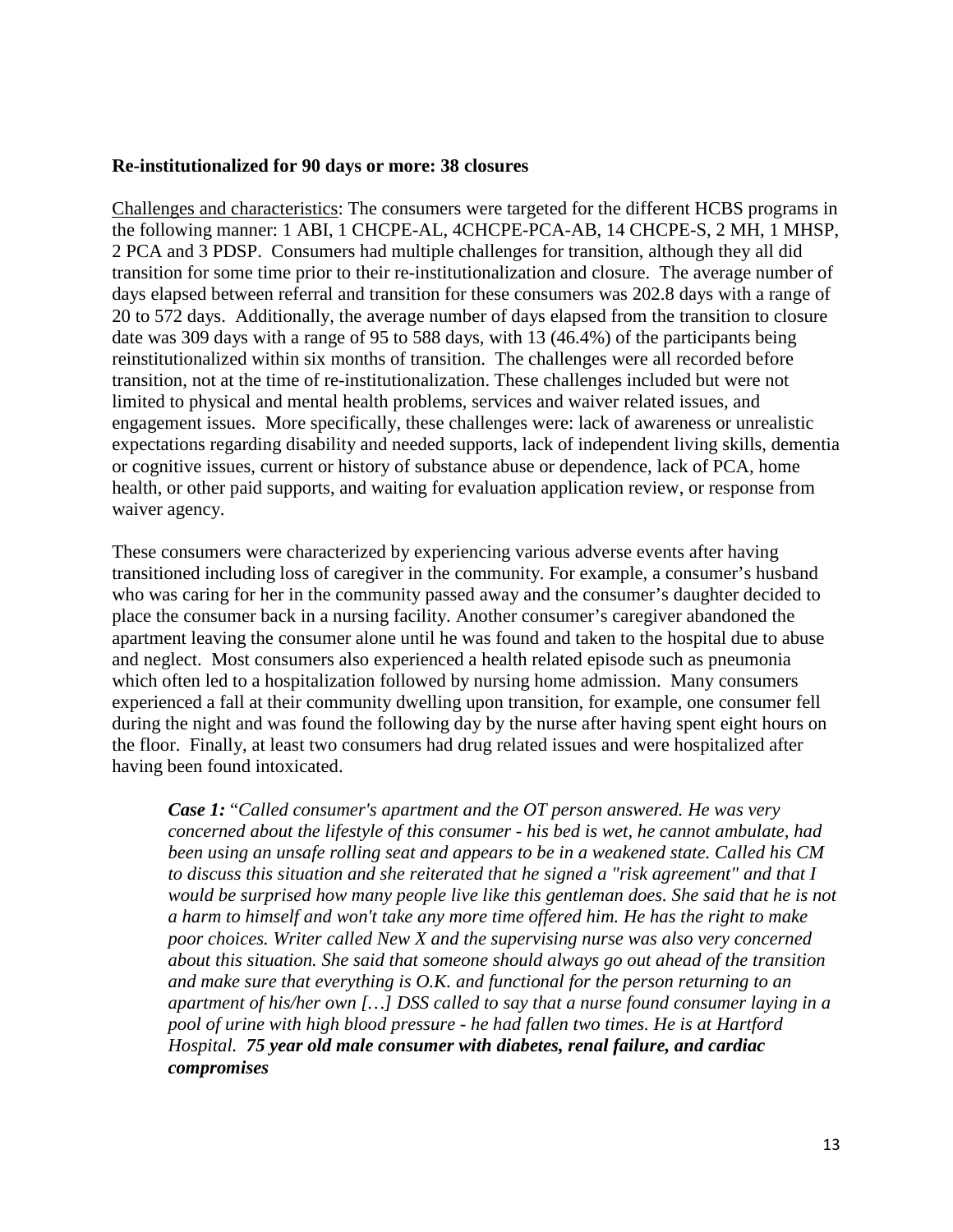**Re-institutionalized for 90 days or more: 38 closures**

Challenges and characteristics: The consumers were targeted for the different HCBS programs in the following manner: 1 ABI, 1 CHCPE-AL, 4CHCPE-PCA-AB, 14 CHCPE-S, 2 MH, 1 MHSP, 2 PCA and 3 PDSP. Consumers had multiple challenges for transition, although they all did transition for some time prior to their re-institutionalization and closure. The average number of days elapsed between referral and transition for these consumers was 202.8 days with a range of 20 to 572 days. Additionally, the average number of days elapsed from the transition to closure date was 309 days with a range of 95 to 588 days, with 13 (46.4%) of the participants being reinstitutionalized within six months of transition. The challenges were all recorded before transition, not at the time of re-institutionalization. These challenges included but were not limited to physical and mental health problems, services and waiver related issues, and engagement issues. More specifically, these challenges were: lack of awareness or unrealistic expectations regarding disability and needed supports, lack of independent living skills, dementia or cognitive issues, current or history of substance abuse or dependence, lack of PCA, home health, or other paid supports, and waiting for evaluation application review, or response from waiver agency.

These consumers were characterized by experiencing various adverse events after having transitioned including loss of caregiver in the community. For example, a consumer's husband who was caring for her in the community passed away and the consumer's daughter decided to place the consumer back in a nursing facility. Another consumer's caregiver abandoned the apartment leaving the consumer alone until he was found and taken to the hospital due to abuse and neglect. Most consumers also experienced a health related episode such as pneumonia which often led to a hospitalization followed by nursing home admission. Many consumers experienced a fall at their community dwelling upon transition, for example, one consumer fell during the night and was found the following day by the nurse after having spent eight hours on the floor. Finally, at least two consumers had drug related issues and were hospitalized after having been found intoxicated.

> ***Case 1:*** *"Called consumer's apartment and the OT person answered. He was very concerned about the lifestyle of this consumer - his bed is wet, he cannot ambulate, had been using an unsafe rolling seat and appears to be in a weakened state. Called his CM to discuss this situation and she reiterated that he signed a "risk agreement" and that I would be surprised how many people live like this gentleman does. She said that he is not a harm to himself and won't take any more time offered him. He has the right to make poor choices. Writer called New X and the supervising nurse was also very concerned about this situation. She said that someone should always go out ahead of the transition and make sure that everything is O.K. and functional for the person returning to an apartment of his/her own […] DSS called to say that a nurse found consumer laying in a pool of urine with high blood pressure - he had fallen two times. He is at Hartford Hospital.* ***75 year old male consumer with diabetes, renal failure, and cardiac compromises***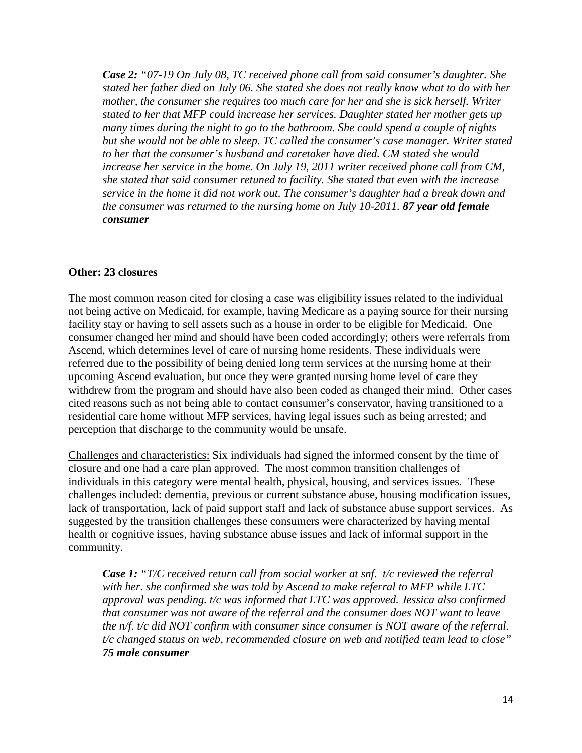***Case 2:*** *"07-19 On July 08, TC received phone call from said consumer's daughter. She stated her father died on July 06. She stated she does not really know what to do with her mother, the consumer she requires too much care for her and she is sick herself. Writer stated to her that MFP could increase her services. Daughter stated her mother gets up many times during the night to go to the bathroom. She could spend a couple of nights but she would not be able to sleep. TC called the consumer's case manager. Writer stated to her that the consumer's husband and caretaker have died. CM stated she would increase her service in the home. On July 19, 2011 writer received phone call from CM, she stated that said consumer retuned to facility. She stated that even with the increase service in the home it did not work out. The consumer's daughter had a break down and the consumer was returned to the nursing home on July 10-2011.* ***87 year old female consumer***

**Other: 23 closures**

The most common reason cited for closing a case was eligibility issues related to the individual not being active on Medicaid, for example, having Medicare as a paying source for their nursing facility stay or having to sell assets such as a house in order to be eligible for Medicaid. One consumer changed her mind and should have been coded accordingly; others were referrals from Ascend, which determines level of care of nursing home residents. These individuals were referred due to the possibility of being denied long term services at the nursing home at their upcoming Ascend evaluation, but once they were granted nursing home level of care they withdrew from the program and should have also been coded as changed their mind. Other cases cited reasons such as not being able to contact consumer's conservator, having transitioned to a residential care home without MFP services, having legal issues such as being arrested; and perception that discharge to the community would be unsafe.

<u>Challenges and characteristics:</u> Six individuals had signed the informed consent by the time of closure and one had a care plan approved. The most common transition challenges of individuals in this category were mental health, physical, housing, and services issues. These challenges included: dementia, previous or current substance abuse, housing modification issues, lack of transportation, lack of paid support staff and lack of substance abuse support services. As suggested by the transition challenges these consumers were characterized by having mental health or cognitive issues, having substance abuse issues and lack of informal support in the community.

***Case 1:*** *"T/C received return call from social worker at snf. t/c reviewed the referral with her. she confirmed she was told by Ascend to make referral to MFP while LTC approval was pending. t/c was informed that LTC was approved. Jessica also confirmed that consumer was not aware of the referral and the consumer does NOT want to leave the n/f. t/c did NOT confirm with consumer since consumer is NOT aware of the referral. t/c changed status on web, recommended closure on web and notified team lead to close"* ***75 male consumer***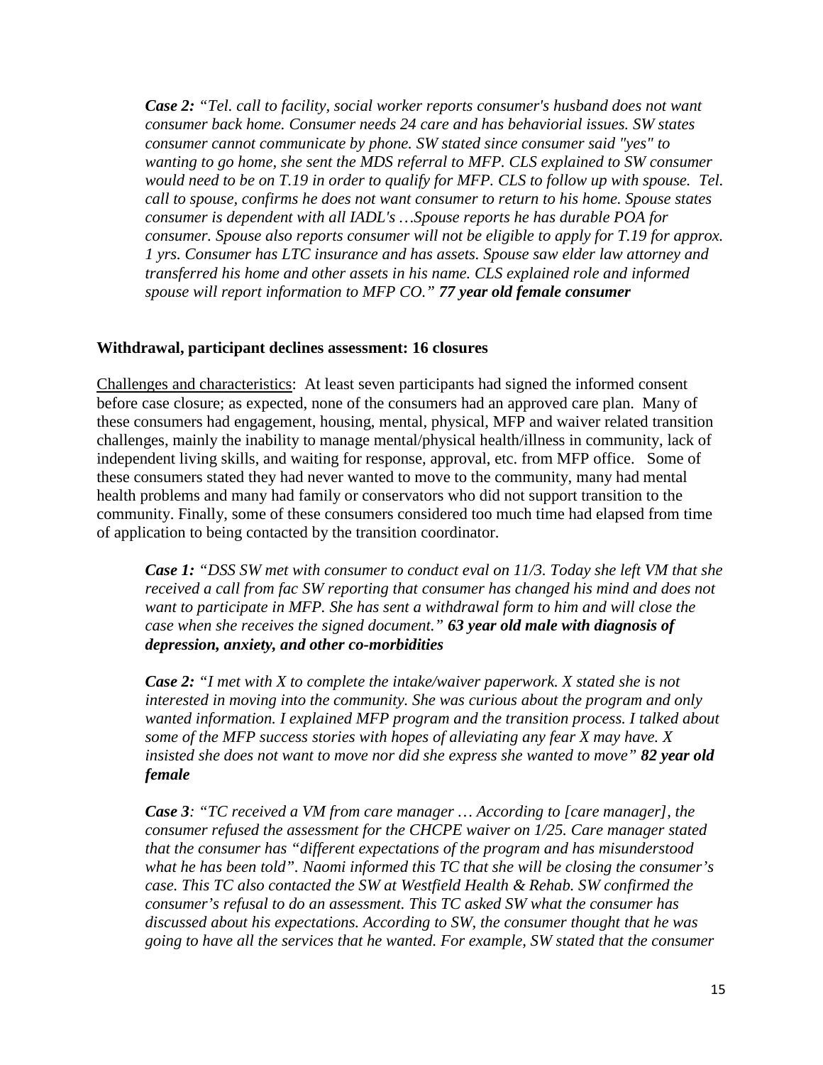*Case 2: "Tel. call to facility, social worker reports consumer's husband does not want consumer back home. Consumer needs 24 care and has behaviorial issues. SW states consumer cannot communicate by phone. SW stated since consumer said "yes" to wanting to go home, she sent the MDS referral to MFP. CLS explained to SW consumer would need to be on T.19 in order to qualify for MFP. CLS to follow up with spouse. Tel. call to spouse, confirms he does not want consumer to return to his home. Spouse states consumer is dependent with all IADL's …Spouse reports he has durable POA for consumer. Spouse also reports consumer will not be eligible to apply for T.19 for approx. 1 yrs. Consumer has LTC insurance and has assets. Spouse saw elder law attorney and transferred his home and other assets in his name. CLS explained role and informed spouse will report information to MFP CO."* ***77 year old female consumer***

**Withdrawal, participant declines assessment: 16 closures**

Challenges and characteristics: At least seven participants had signed the informed consent before case closure; as expected, none of the consumers had an approved care plan. Many of these consumers had engagement, housing, mental, physical, MFP and waiver related transition challenges, mainly the inability to manage mental/physical health/illness in community, lack of independent living skills, and waiting for response, approval, etc. from MFP office. Some of these consumers stated they had never wanted to move to the community, many had mental health problems and many had family or conservators who did not support transition to the community. Finally, some of these consumers considered too much time had elapsed from time of application to being contacted by the transition coordinator.

*Case 1: "DSS SW met with consumer to conduct eval on 11/3. Today she left VM that she received a call from fac SW reporting that consumer has changed his mind and does not want to participate in MFP. She has sent a withdrawal form to him and will close the case when she receives the signed document."* ***63 year old male with diagnosis of depression, anxiety, and other co-morbidities***

*Case 2: "I met with X to complete the intake/waiver paperwork. X stated she is not interested in moving into the community. She was curious about the program and only wanted information. I explained MFP program and the transition process. I talked about some of the MFP success stories with hopes of alleviating any fear X may have. X insisted she does not want to move nor did she express she wanted to move"* ***82 year old female***

*Case 3: "TC received a VM from care manager … According to [care manager], the consumer refused the assessment for the CHCPE waiver on 1/25. Care manager stated that the consumer has "different expectations of the program and has misunderstood what he has been told". Naomi informed this TC that she will be closing the consumer's case. This TC also contacted the SW at Westfield Health & Rehab. SW confirmed the consumer's refusal to do an assessment. This TC asked SW what the consumer has discussed about his expectations. According to SW, the consumer thought that he was going to have all the services that he wanted. For example, SW stated that the consumer*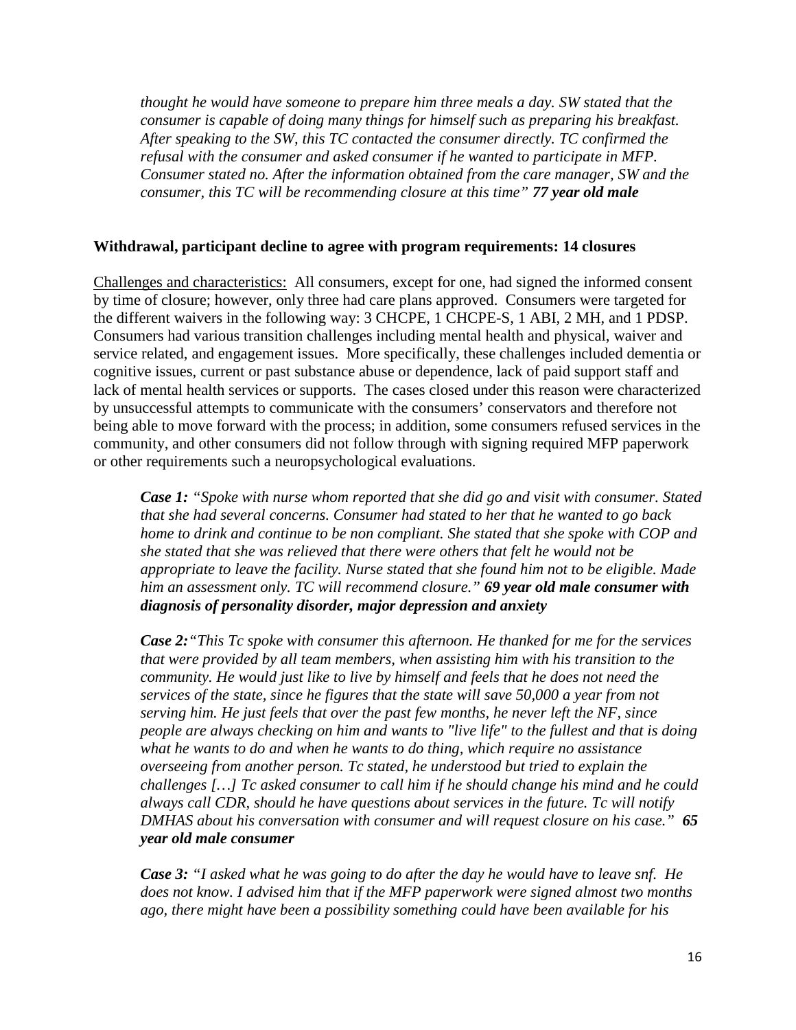*thought he would have someone to prepare him three meals a day. SW stated that the consumer is capable of doing many things for himself such as preparing his breakfast. After speaking to the SW, this TC contacted the consumer directly. TC confirmed the refusal with the consumer and asked consumer if he wanted to participate in MFP. Consumer stated no. After the information obtained from the care manager, SW and the consumer, this TC will be recommending closure at this time"* ***77 year old male***

**Withdrawal, participant decline to agree with program requirements: 14 closures**

Challenges and characteristics: All consumers, except for one, had signed the informed consent by time of closure; however, only three had care plans approved. Consumers were targeted for the different waivers in the following way: 3 CHCPE, 1 CHCPE-S, 1 ABI, 2 MH, and 1 PDSP. Consumers had various transition challenges including mental health and physical, waiver and service related, and engagement issues. More specifically, these challenges included dementia or cognitive issues, current or past substance abuse or dependence, lack of paid support staff and lack of mental health services or supports. The cases closed under this reason were characterized by unsuccessful attempts to communicate with the consumers' conservators and therefore not being able to move forward with the process; in addition, some consumers refused services in the community, and other consumers did not follow through with signing required MFP paperwork or other requirements such a neuropsychological evaluations.

> ***Case 1:*** *"Spoke with nurse whom reported that she did go and visit with consumer. Stated that she had several concerns. Consumer had stated to her that he wanted to go back home to drink and continue to be non compliant. She stated that she spoke with COP and she stated that she was relieved that there were others that felt he would not be appropriate to leave the facility. Nurse stated that she found him not to be eligible. Made him an assessment only. TC will recommend closure."* ***69 year old male consumer with diagnosis of personality disorder, major depression and anxiety***

> ***Case 2:*** *"This Tc spoke with consumer this afternoon. He thanked for me for the services that were provided by all team members, when assisting him with his transition to the community. He would just like to live by himself and feels that he does not need the services of the state, since he figures that the state will save 50,000 a year from not serving him. He just feels that over the past few months, he never left the NF, since people are always checking on him and wants to "live life" to the fullest and that is doing what he wants to do and when he wants to do thing, which require no assistance overseeing from another person. Tc stated, he understood but tried to explain the challenges […] Tc asked consumer to call him if he should change his mind and he could always call CDR, should he have questions about services in the future. Tc will notify DMHAS about his conversation with consumer and will request closure on his case."* ***65 year old male consumer***

> ***Case 3:*** *"I asked what he was going to do after the day he would have to leave snf. He does not know. I advised him that if the MFP paperwork were signed almost two months ago, there might have been a possibility something could have been available for his*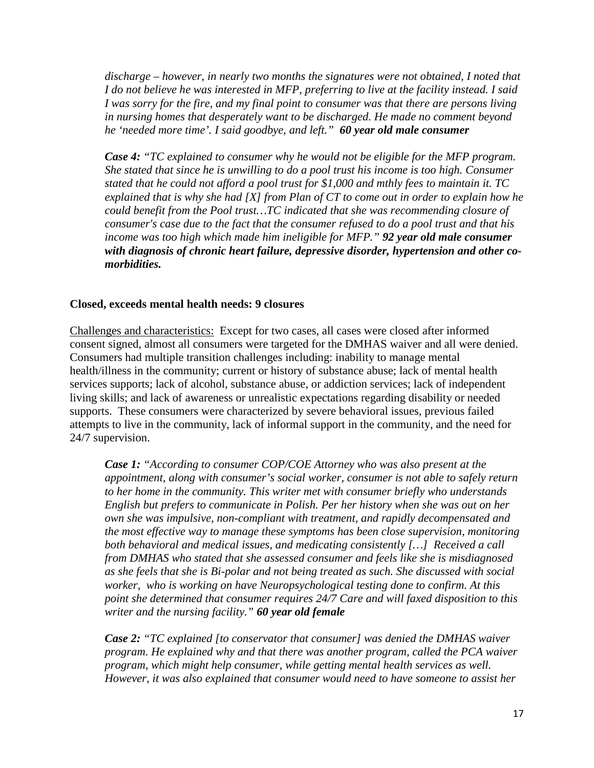*discharge – however, in nearly two months the signatures were not obtained, I noted that I do not believe he was interested in MFP, preferring to live at the facility instead. I said I was sorry for the fire, and my final point to consumer was that there are persons living in nursing homes that desperately want to be discharged. He made no comment beyond he 'needed more time'. I said goodbye, and left."* ***60 year old male consumer***

***Case 4:*** *"TC explained to consumer why he would not be eligible for the MFP program. She stated that since he is unwilling to do a pool trust his income is too high. Consumer stated that he could not afford a pool trust for $1,000 and mthly fees to maintain it. TC explained that is why she had [X] from Plan of CT to come out in order to explain how he could benefit from the Pool trust…TC indicated that she was recommending closure of consumer's case due to the fact that the consumer refused to do a pool trust and that his income was too high which made him ineligible for MFP."* ***92 year old male consumer with diagnosis of chronic heart failure, depressive disorder, hypertension and other co-morbidities.***

**Closed, exceeds mental health needs: 9 closures**

Challenges and characteristics: Except for two cases, all cases were closed after informed consent signed, almost all consumers were targeted for the DMHAS waiver and all were denied. Consumers had multiple transition challenges including: inability to manage mental health/illness in the community; current or history of substance abuse; lack of mental health services supports; lack of alcohol, substance abuse, or addiction services; lack of independent living skills; and lack of awareness or unrealistic expectations regarding disability or needed supports. These consumers were characterized by severe behavioral issues, previous failed attempts to live in the community, lack of informal support in the community, and the need for 24/7 supervision.

***Case 1:*** *"According to consumer COP/COE Attorney who was also present at the appointment, along with consumer's social worker, consumer is not able to safely return to her home in the community. This writer met with consumer briefly who understands English but prefers to communicate in Polish. Per her history when she was out on her own she was impulsive, non-compliant with treatment, and rapidly decompensated and the most effective way to manage these symptoms has been close supervision, monitoring both behavioral and medical issues, and medicating consistently […] Received a call from DMHAS who stated that she assessed consumer and feels like she is misdiagnosed as she feels that she is Bi-polar and not being treated as such. She discussed with social worker, who is working on have Neuropsychological testing done to confirm. At this point she determined that consumer requires 24/7 Care and will faxed disposition to this writer and the nursing facility."* ***60 year old female***

***Case 2:*** *"TC explained [to conservator that consumer] was denied the DMHAS waiver program. He explained why and that there was another program, called the PCA waiver program, which might help consumer, while getting mental health services as well. However, it was also explained that consumer would need to have someone to assist her*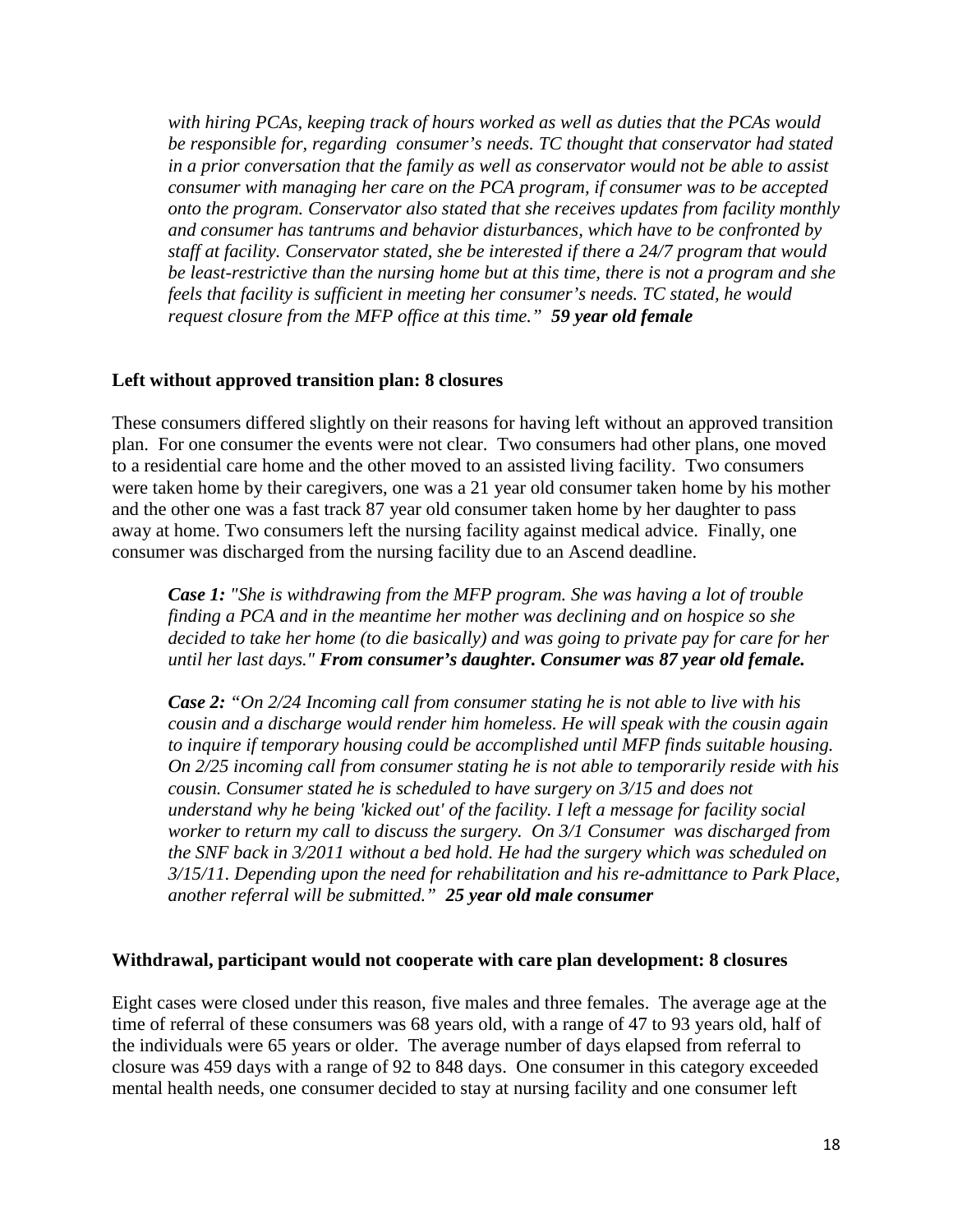*with hiring PCAs, keeping track of hours worked as well as duties that the PCAs would be responsible for, regarding consumer's needs. TC thought that conservator had stated in a prior conversation that the family as well as conservator would not be able to assist consumer with managing her care on the PCA program, if consumer was to be accepted onto the program. Conservator also stated that she receives updates from facility monthly and consumer has tantrums and behavior disturbances, which have to be confronted by staff at facility. Conservator stated, she be interested if there a 24/7 program that would be least-restrictive than the nursing home but at this time, there is not a program and she feels that facility is sufficient in meeting her consumer's needs. TC stated, he would request closure from the MFP office at this time."* ***59 year old female***

**Left without approved transition plan: 8 closures**

These consumers differed slightly on their reasons for having left without an approved transition plan. For one consumer the events were not clear. Two consumers had other plans, one moved to a residential care home and the other moved to an assisted living facility. Two consumers were taken home by their caregivers, one was a 21 year old consumer taken home by his mother and the other one was a fast track 87 year old consumer taken home by her daughter to pass away at home. Two consumers left the nursing facility against medical advice. Finally, one consumer was discharged from the nursing facility due to an Ascend deadline.

> ***Case 1:*** *"She is withdrawing from the MFP program. She was having a lot of trouble finding a PCA and in the meantime her mother was declining and on hospice so she decided to take her home (to die basically) and was going to private pay for care for her until her last days."* ***From consumer's daughter. Consumer was 87 year old female.***
>
> ***Case 2:*** *"On 2/24 Incoming call from consumer stating he is not able to live with his cousin and a discharge would render him homeless. He will speak with the cousin again to inquire if temporary housing could be accomplished until MFP finds suitable housing. On 2/25 incoming call from consumer stating he is not able to temporarily reside with his cousin. Consumer stated he is scheduled to have surgery on 3/15 and does not understand why he being 'kicked out' of the facility. I left a message for facility social worker to return my call to discuss the surgery. On 3/1 Consumer was discharged from the SNF back in 3/2011 without a bed hold. He had the surgery which was scheduled on 3/15/11. Depending upon the need for rehabilitation and his re-admittance to Park Place, another referral will be submitted."* ***25 year old male consumer***

**Withdrawal, participant would not cooperate with care plan development: 8 closures**

Eight cases were closed under this reason, five males and three females. The average age at the time of referral of these consumers was 68 years old, with a range of 47 to 93 years old, half of the individuals were 65 years or older. The average number of days elapsed from referral to closure was 459 days with a range of 92 to 848 days. One consumer in this category exceeded mental health needs, one consumer decided to stay at nursing facility and one consumer left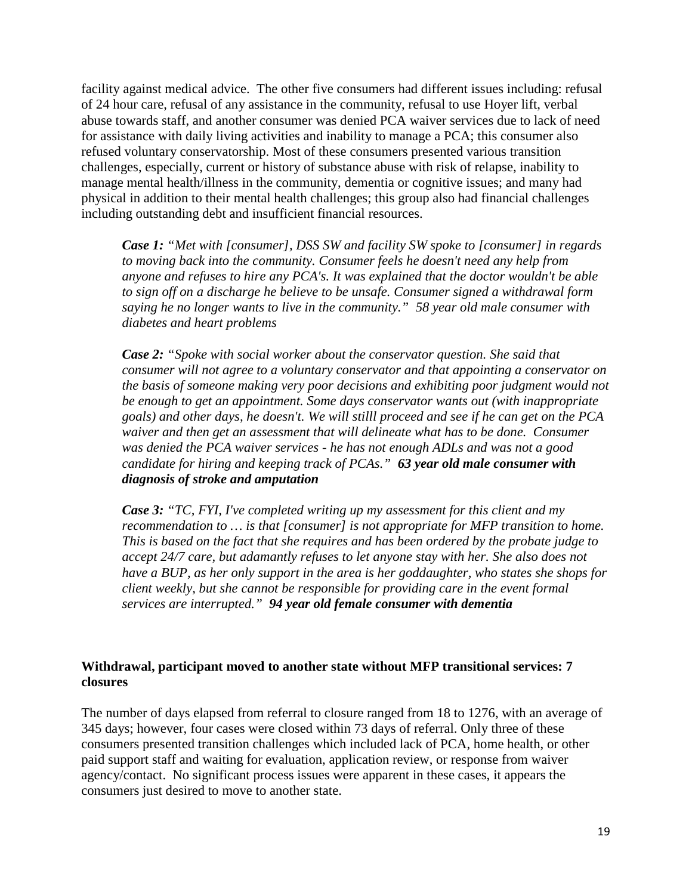facility against medical advice. The other five consumers had different issues including: refusal of 24 hour care, refusal of any assistance in the community, refusal to use Hoyer lift, verbal abuse towards staff, and another consumer was denied PCA waiver services due to lack of need for assistance with daily living activities and inability to manage a PCA; this consumer also refused voluntary conservatorship. Most of these consumers presented various transition challenges, especially, current or history of substance abuse with risk of relapse, inability to manage mental health/illness in the community, dementia or cognitive issues; and many had physical in addition to their mental health challenges; this group also had financial challenges including outstanding debt and insufficient financial resources.

> ***Case 1:*** *"Met with [consumer], DSS SW and facility SW spoke to [consumer] in regards to moving back into the community. Consumer feels he doesn't need any help from anyone and refuses to hire any PCA's. It was explained that the doctor wouldn't be able to sign off on a discharge he believe to be unsafe. Consumer signed a withdrawal form saying he no longer wants to live in the community." 58 year old male consumer with diabetes and heart problems*

> ***Case 2:*** *"Spoke with social worker about the conservator question. She said that consumer will not agree to a voluntary conservator and that appointing a conservator on the basis of someone making very poor decisions and exhibiting poor judgment would not be enough to get an appointment. Some days conservator wants out (with inappropriate goals) and other days, he doesn't. We will stilll proceed and see if he can get on the PCA waiver and then get an assessment that will delineate what has to be done. Consumer was denied the PCA waiver services - he has not enough ADLs and was not a good candidate for hiring and keeping track of PCAs."* ***63 year old male consumer with diagnosis of stroke and amputation***

> ***Case 3:*** *"TC, FYI, I've completed writing up my assessment for this client and my recommendation to … is that [consumer] is not appropriate for MFP transition to home. This is based on the fact that she requires and has been ordered by the probate judge to accept 24/7 care, but adamantly refuses to let anyone stay with her. She also does not have a BUP, as her only support in the area is her goddaughter, who states she shops for client weekly, but she cannot be responsible for providing care in the event formal services are interrupted."* ***94 year old female consumer with dementia***

**Withdrawal, participant moved to another state without MFP transitional services: 7 closures**

The number of days elapsed from referral to closure ranged from 18 to 1276, with an average of 345 days; however, four cases were closed within 73 days of referral. Only three of these consumers presented transition challenges which included lack of PCA, home health, or other paid support staff and waiting for evaluation, application review, or response from waiver agency/contact. No significant process issues were apparent in these cases, it appears the consumers just desired to move to another state.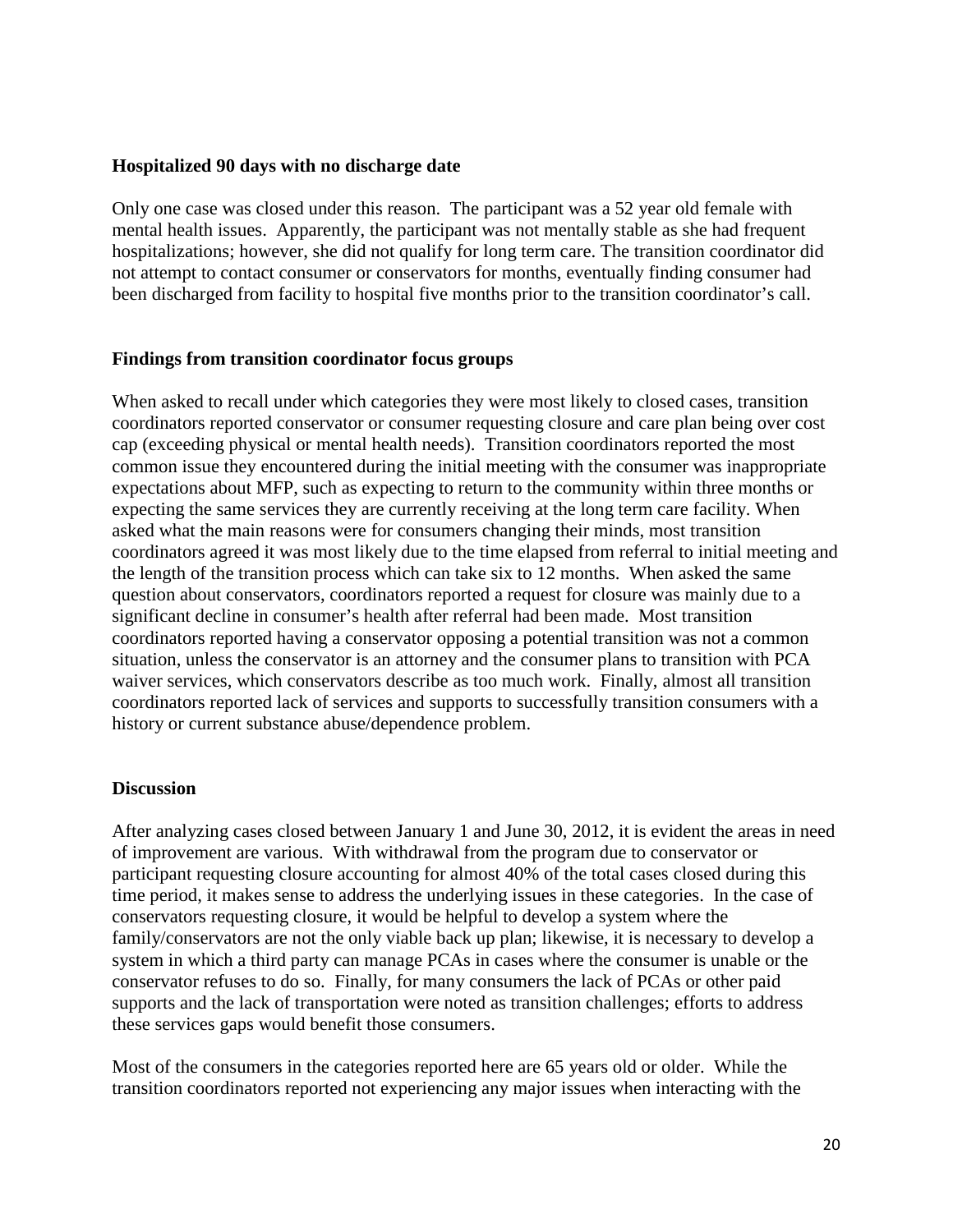**Hospitalized 90 days with no discharge date**

Only one case was closed under this reason. The participant was a 52 year old female with mental health issues. Apparently, the participant was not mentally stable as she had frequent hospitalizations; however, she did not qualify for long term care. The transition coordinator did not attempt to contact consumer or conservators for months, eventually finding consumer had been discharged from facility to hospital five months prior to the transition coordinator's call.

**Findings from transition coordinator focus groups**

When asked to recall under which categories they were most likely to closed cases, transition coordinators reported conservator or consumer requesting closure and care plan being over cost cap (exceeding physical or mental health needs). Transition coordinators reported the most common issue they encountered during the initial meeting with the consumer was inappropriate expectations about MFP, such as expecting to return to the community within three months or expecting the same services they are currently receiving at the long term care facility. When asked what the main reasons were for consumers changing their minds, most transition coordinators agreed it was most likely due to the time elapsed from referral to initial meeting and the length of the transition process which can take six to 12 months. When asked the same question about conservators, coordinators reported a request for closure was mainly due to a significant decline in consumer's health after referral had been made. Most transition coordinators reported having a conservator opposing a potential transition was not a common situation, unless the conservator is an attorney and the consumer plans to transition with PCA waiver services, which conservators describe as too much work. Finally, almost all transition coordinators reported lack of services and supports to successfully transition consumers with a history or current substance abuse/dependence problem.

**Discussion**

After analyzing cases closed between January 1 and June 30, 2012, it is evident the areas in need of improvement are various. With withdrawal from the program due to conservator or participant requesting closure accounting for almost 40% of the total cases closed during this time period, it makes sense to address the underlying issues in these categories. In the case of conservators requesting closure, it would be helpful to develop a system where the family/conservators are not the only viable back up plan; likewise, it is necessary to develop a system in which a third party can manage PCAs in cases where the consumer is unable or the conservator refuses to do so. Finally, for many consumers the lack of PCAs or other paid supports and the lack of transportation were noted as transition challenges; efforts to address these services gaps would benefit those consumers.

Most of the consumers in the categories reported here are 65 years old or older. While the transition coordinators reported not experiencing any major issues when interacting with the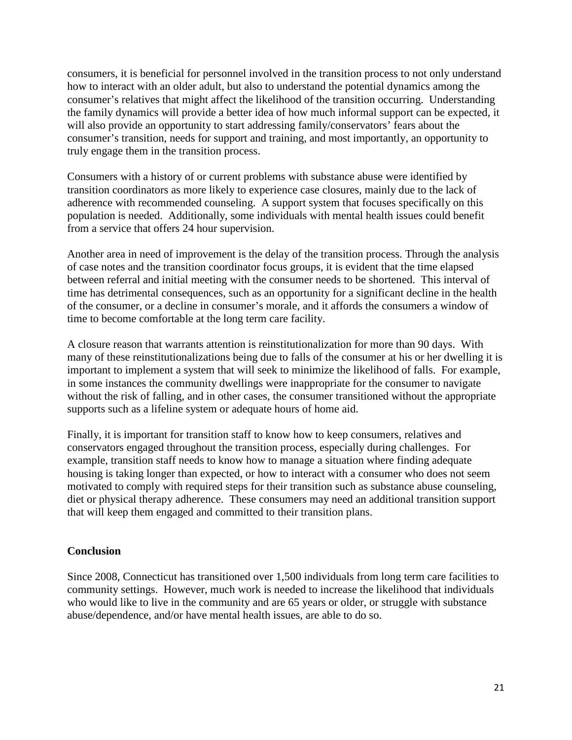consumers, it is beneficial for personnel involved in the transition process to not only understand how to interact with an older adult, but also to understand the potential dynamics among the consumer's relatives that might affect the likelihood of the transition occurring. Understanding the family dynamics will provide a better idea of how much informal support can be expected, it will also provide an opportunity to start addressing family/conservators' fears about the consumer's transition, needs for support and training, and most importantly, an opportunity to truly engage them in the transition process.

Consumers with a history of or current problems with substance abuse were identified by transition coordinators as more likely to experience case closures, mainly due to the lack of adherence with recommended counseling. A support system that focuses specifically on this population is needed. Additionally, some individuals with mental health issues could benefit from a service that offers 24 hour supervision.

Another area in need of improvement is the delay of the transition process. Through the analysis of case notes and the transition coordinator focus groups, it is evident that the time elapsed between referral and initial meeting with the consumer needs to be shortened. This interval of time has detrimental consequences, such as an opportunity for a significant decline in the health of the consumer, or a decline in consumer's morale, and it affords the consumers a window of time to become comfortable at the long term care facility.

A closure reason that warrants attention is reinstitutionalization for more than 90 days. With many of these reinstitutionalizations being due to falls of the consumer at his or her dwelling it is important to implement a system that will seek to minimize the likelihood of falls. For example, in some instances the community dwellings were inappropriate for the consumer to navigate without the risk of falling, and in other cases, the consumer transitioned without the appropriate supports such as a lifeline system or adequate hours of home aid.

Finally, it is important for transition staff to know how to keep consumers, relatives and conservators engaged throughout the transition process, especially during challenges. For example, transition staff needs to know how to manage a situation where finding adequate housing is taking longer than expected, or how to interact with a consumer who does not seem motivated to comply with required steps for their transition such as substance abuse counseling, diet or physical therapy adherence. These consumers may need an additional transition support that will keep them engaged and committed to their transition plans.

## Conclusion

Since 2008, Connecticut has transitioned over 1,500 individuals from long term care facilities to community settings. However, much work is needed to increase the likelihood that individuals who would like to live in the community and are 65 years or older, or struggle with substance abuse/dependence, and/or have mental health issues, are able to do so.